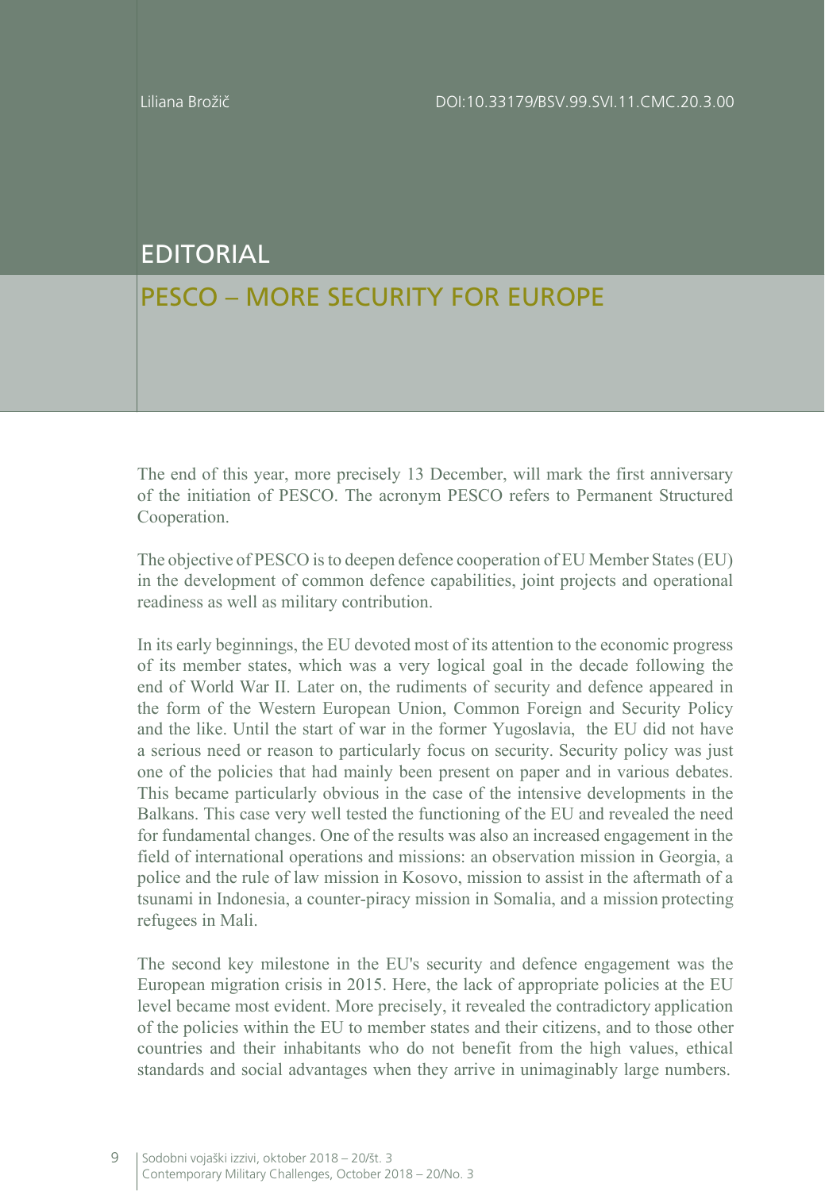Liliana Brožič

DOI:10.33179/BSV.99.SVI.11.CMC.20.3.00

# EDITORIAL

## PESCO – MORE SECURITY FOR EUROPE

The end of this year, more precisely 13 December, will mark the first anniversary of the initiation of PESCO. The acronym PESCO refers to Permanent Structured Cooperation.

The objective of PESCO is to deepen defence cooperation of EU Member States (EU) in the development of common defence capabilities, joint projects and operational readiness as well as military contribution.

In its early beginnings, the EU devoted most of its attention to the economic progress of its member states, which was a very logical goal in the decade following the end of World War II. Later on, the rudiments of security and defence appeared in the form of the Western European Union, Common Foreign and Security Policy and the like. Until the start of war in the former Yugoslavia, the EU did not have a serious need or reason to particularly focus on security. Security policy was just one of the policies that had mainly been present on paper and in various debates. This became particularly obvious in the case of the intensive developments in the Balkans. This case very well tested the functioning of the EU and revealed the need for fundamental changes. One of the results was also an increased engagement in the field of international operations and missions: an observation mission in Georgia, a police and the rule of law mission in Kosovo, mission to assist in the aftermath of a tsunami in Indonesia, a counter-piracy mission in Somalia, and a mission protecting refugees in Mali.

The second key milestone in the EU's security and defence engagement was the European migration crisis in 2015. Here, the lack of appropriate policies at the EU level became most evident. More precisely, it revealed the contradictory application of the policies within the EU to member states and their citizens, and to those other countries and their inhabitants who do not benefit from the high values, ethical standards and social advantages when they arrive in unimaginably large numbers.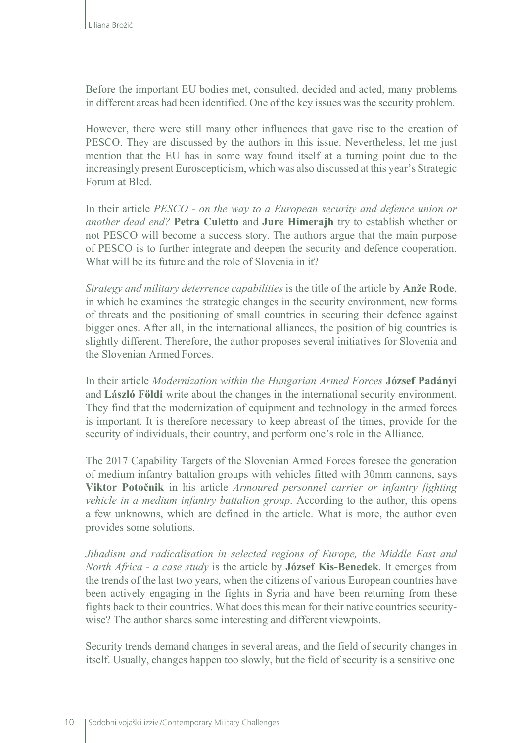Before the important EU bodies met, consulted, decided and acted, many problems in different areas had been identified. One of the key issues was the security problem.

However, there were still many other influences that gave rise to the creation of PESCO. They are discussed by the authors in this issue. Nevertheless, let me just mention that the EU has in some way found itself at a turning point due to the increasingly present Euroscepticism, which was also discussed at this year's Strategic Forum at Bled.

In their article *PESCO - on the way to a European security and defence union or another dead end?* **Petra Culetto** and **Jure Himerajh** try to establish whether or not PESCO will become a success story. The authors argue that the main purpose of PESCO is to further integrate and deepen the security and defence cooperation. What will be its future and the role of Slovenia in it?

*Strategy and military deterrence capabilities* is the title of the article by **Anže Rode**, in which he examines the strategic changes in the security environment, new forms of threats and the positioning of small countries in securing their defence against bigger ones. After all, in the international alliances, the position of big countries is slightly different. Therefore, the author proposes several initiatives for Slovenia and the Slovenian Armed Forces.

In their article *Modernization within the Hungarian Armed Forces* **József Padányi** and **László Földi** write about the changes in the international security environment. They find that the modernization of equipment and technology in the armed forces is important. It is therefore necessary to keep abreast of the times, provide for the security of individuals, their country, and perform one's role in the Alliance.

The 2017 Capability Targets of the Slovenian Armed Forces foresee the generation of medium infantry battalion groups with vehicles fitted with 30mm cannons, says **Viktor Potočnik** in his article *Armoured personnel carrier or infantry fighting vehicle in a medium infantry battalion group*. According to the author, this opens a few unknowns, which are defined in the article. What is more, the author even provides some solutions.

*Jihadism and radicalisation in selected regions of Europe, the Middle East and North Africa - a case study* is the article by **József Kis-Benedek**. It emerges from the trends of the last two years, when the citizens of various European countries have been actively engaging in the fights in Syria and have been returning from these fights back to their countries. What does this mean for their native countries security-wise? The author shares some interesting and different viewpoints.

Security trends demand changes in several areas, and the field of security changes in itself. Usually, changes happen too slowly, but the field of security is a sensitive one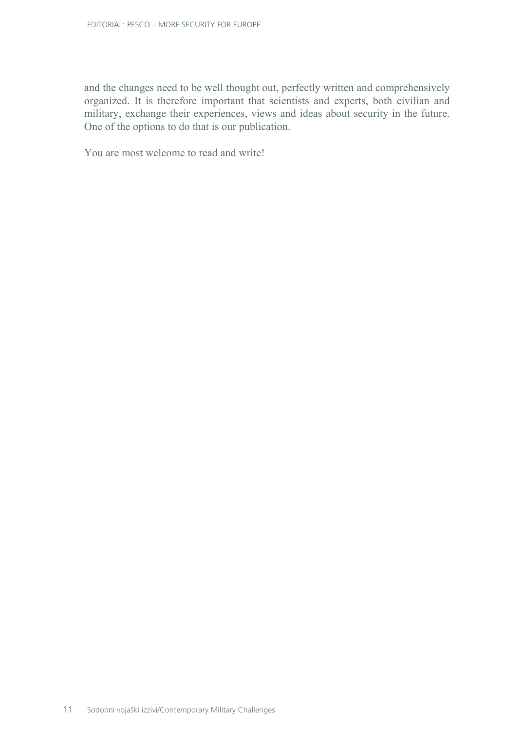and the changes need to be well thought out, perfectly written and comprehensively organized. It is therefore important that scientists and experts, both civilian and military, exchange their experiences, views and ideas about security in the future. One of the options to do that is our publication.

You are most welcome to read and write!